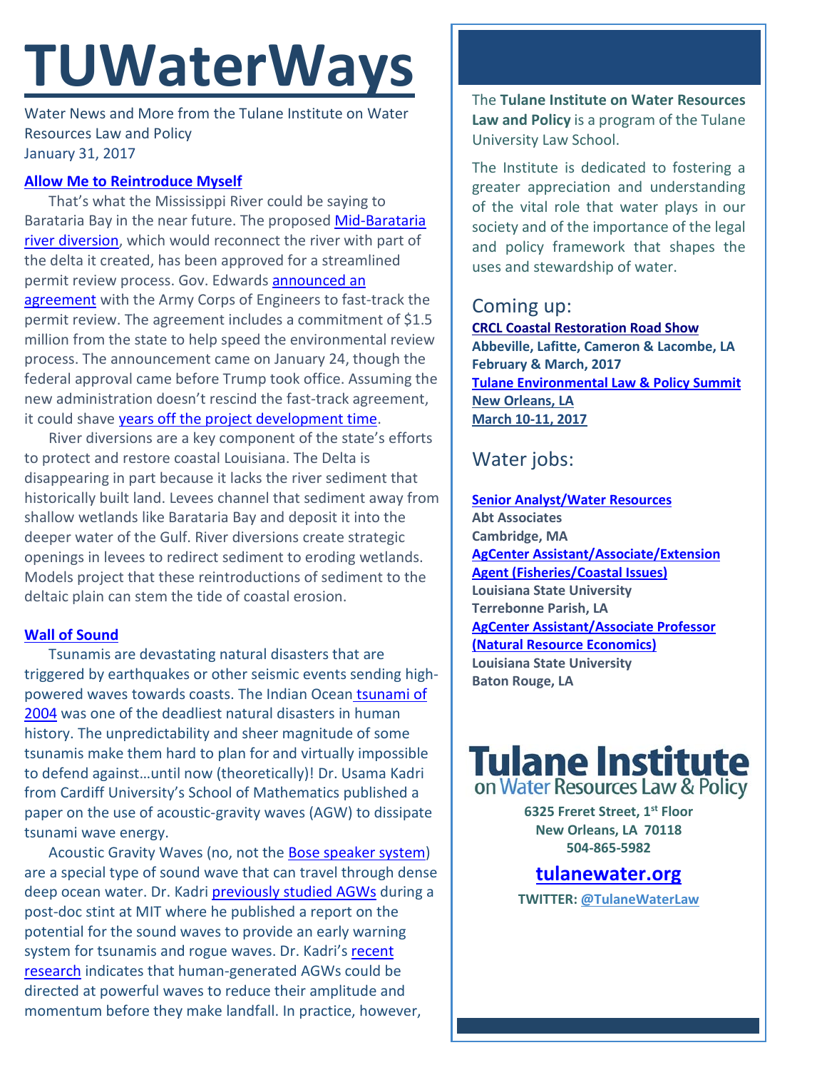# TUWaterWays

Water News and More from the Tulane Institute on Water Resources Law and Policy
January 31, 2017

### Allow Me to Reintroduce Myself

That's what the Mississippi River could be saying to Barataria Bay in the near future. The proposed Mid-Barataria river diversion, which would reconnect the river with part of the delta it created, has been approved for a streamlined permit review process. Gov. Edwards announced an agreement with the Army Corps of Engineers to fast-track the permit review. The agreement includes a commitment of $1.5 million from the state to help speed the environmental review process. The announcement came on January 24, though the federal approval came before Trump took office. Assuming the new administration doesn't rescind the fast-track agreement, it could shave years off the project development time.

River diversions are a key component of the state's efforts to protect and restore coastal Louisiana. The Delta is disappearing in part because it lacks the river sediment that historically built land. Levees channel that sediment away from shallow wetlands like Barataria Bay and deposit it into the deeper water of the Gulf. River diversions create strategic openings in levees to redirect sediment to eroding wetlands. Models project that these reintroductions of sediment to the deltaic plain can stem the tide of coastal erosion.

### Wall of Sound

Tsunamis are devastating natural disasters that are triggered by earthquakes or other seismic events sending high-powered waves towards coasts. The Indian Ocean tsunami of 2004 was one of the deadliest natural disasters in human history. The unpredictability and sheer magnitude of some tsunamis make them hard to plan for and virtually impossible to defend against…until now (theoretically)! Dr. Usama Kadri from Cardiff University's School of Mathematics published a paper on the use of acoustic-gravity waves (AGW) to dissipate tsunami wave energy.

Acoustic Gravity Waves (no, not the Bose speaker system) are a special type of sound wave that can travel through dense deep ocean water. Dr. Kadri previously studied AGWs during a post-doc stint at MIT where he published a report on the potential for the sound waves to provide an early warning system for tsunamis and rogue waves. Dr. Kadri's recent research indicates that human-generated AGWs could be directed at powerful waves to reduce their amplitude and momentum before they make landfall. In practice, however,

---

The **Tulane Institute on Water Resources Law and Policy** is a program of the Tulane University Law School.

The Institute is dedicated to fostering a greater appreciation and understanding of the vital role that water plays in our society and of the importance of the legal and policy framework that shapes the uses and stewardship of water.

## Coming up:

**CRCL Coastal Restoration Road Show**
**Abbeville, Lafitte, Cameron & Lacombe, LA**
**February & March, 2017**

**Tulane Environmental Law & Policy Summit**
**New Orleans, LA**
**March 10-11, 2017**

## Water jobs:

**Senior Analyst/Water Resources**
**Abt Associates**
**Cambridge, MA**

**AgCenter Assistant/Associate/Extension Agent (Fisheries/Coastal Issues)**
**Louisiana State University**
**Terrebonne Parish, LA**

**AgCenter Assistant/Associate Professor (Natural Resource Economics)**
**Louisiana State University**
**Baton Rouge, LA**

**Tulane Institute on Water Resources Law & Policy**

**6325 Freret Street, 1st Floor**
**New Orleans, LA 70118**
**504-865-5982**

**tulanewater.org**

**TWITTER: @TulaneWaterLaw**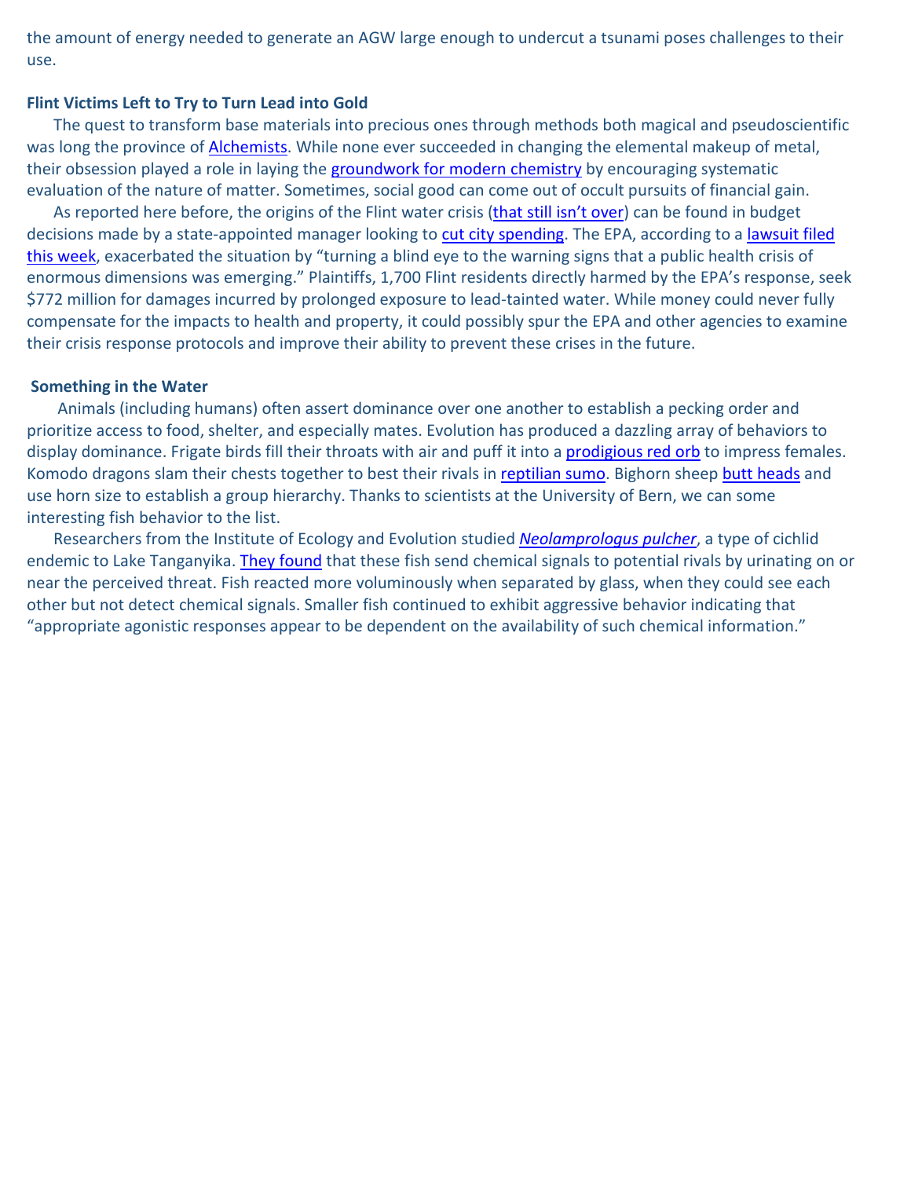the amount of energy needed to generate an AGW large enough to undercut a tsunami poses challenges to their use.

**Flint Victims Left to Try to Turn Lead into Gold**

The quest to transform base materials into precious ones through methods both magical and pseudoscientific was long the province of Alchemists. While none ever succeeded in changing the elemental makeup of metal, their obsession played a role in laying the groundwork for modern chemistry by encouraging systematic evaluation of the nature of matter. Sometimes, social good can come out of occult pursuits of financial gain.

As reported here before, the origins of the Flint water crisis (that still isn't over) can be found in budget decisions made by a state-appointed manager looking to cut city spending. The EPA, according to a lawsuit filed this week, exacerbated the situation by "turning a blind eye to the warning signs that a public health crisis of enormous dimensions was emerging." Plaintiffs, 1,700 Flint residents directly harmed by the EPA's response, seek $772 million for damages incurred by prolonged exposure to lead-tainted water. While money could never fully compensate for the impacts to health and property, it could possibly spur the EPA and other agencies to examine their crisis response protocols and improve their ability to prevent these crises in the future.

**Something in the Water**

Animals (including humans) often assert dominance over one another to establish a pecking order and prioritize access to food, shelter, and especially mates. Evolution has produced a dazzling array of behaviors to display dominance. Frigate birds fill their throats with air and puff it into a prodigious red orb to impress females. Komodo dragons slam their chests together to best their rivals in reptilian sumo. Bighorn sheep butt heads and use horn size to establish a group hierarchy. Thanks to scientists at the University of Bern, we can some interesting fish behavior to the list.

Researchers from the Institute of Ecology and Evolution studied ***Neolamprologus pulcher***, a type of cichlid endemic to Lake Tanganyika. They found that these fish send chemical signals to potential rivals by urinating on or near the perceived threat. Fish reacted more voluminously when separated by glass, when they could see each other but not detect chemical signals. Smaller fish continued to exhibit aggressive behavior indicating that "appropriate agonistic responses appear to be dependent on the availability of such chemical information."